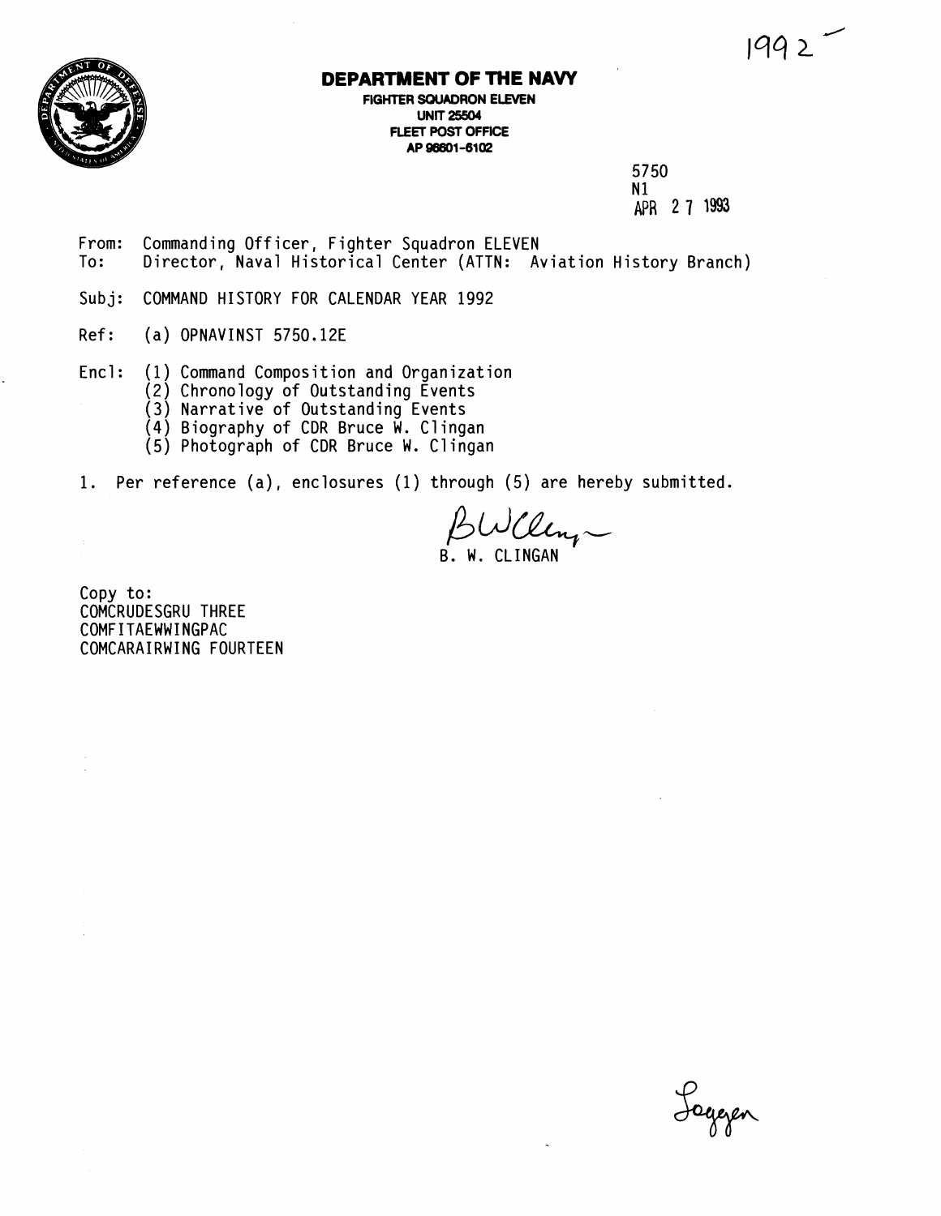1992

**DEPARTMENT OF THE NAVY**

**FIGHTER SQUADRON ELEVEN**
**UNIT 25504**
**FLEET POST OFFICE**
**AP 96601-6102**

5750
N1
APR 27 1993

From: Commanding Officer, Fighter Squadron ELEVEN
To: Director, Naval Historical Center (ATTN: Aviation History Branch)

Subj: COMMAND HISTORY FOR CALENDAR YEAR 1992

Ref: (a) OPNAVINST 5750.12E

Encl: (1) Command Composition and Organization
(2) Chronology of Outstanding Events
(3) Narrative of Outstanding Events
(4) Biography of CDR Bruce W. Clingan
(5) Photograph of CDR Bruce W. Clingan

1. Per reference (a), enclosures (1) through (5) are hereby submitted.

B. W. CLINGAN

Copy to:
COMCRUDESGRU THREE
COMFITAEWWINGPAC
COMCARAIRWING FOURTEEN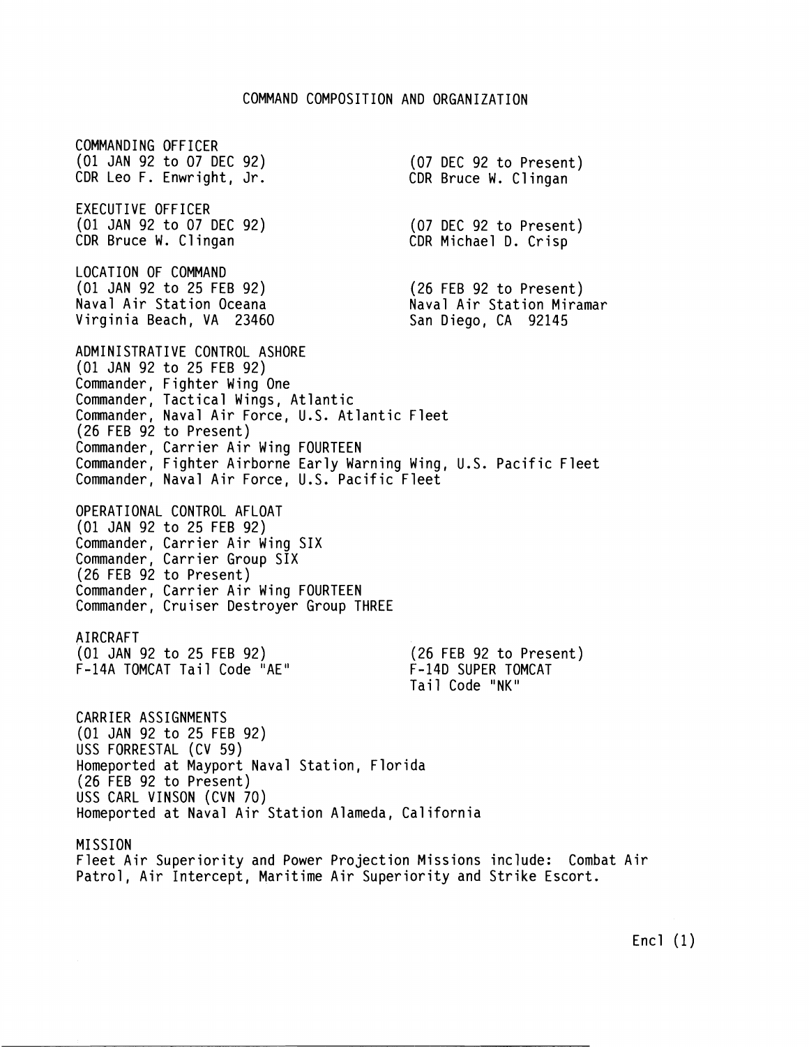# COMMAND COMPOSITION AND ORGANIZATION

**COMMANDING OFFICER**

(01 JAN 92 to 07 DEC 92)
CDR Leo F. Enwright, Jr.

(07 DEC 92 to Present)
CDR Bruce W. Clingan

**EXECUTIVE OFFICER**

(01 JAN 92 to 07 DEC 92)
CDR Bruce W. Clingan

(07 DEC 92 to Present)
CDR Michael D. Crisp

**LOCATION OF COMMAND**

(01 JAN 92 to 25 FEB 92)
Naval Air Station Oceana
Virginia Beach, VA 23460

(26 FEB 92 to Present)
Naval Air Station Miramar
San Diego, CA 92145

**ADMINISTRATIVE CONTROL ASHORE**

(01 JAN 92 to 25 FEB 92)
Commander, Fighter Wing One
Commander, Tactical Wings, Atlantic
Commander, Naval Air Force, U.S. Atlantic Fleet

(26 FEB 92 to Present)
Commander, Carrier Air Wing FOURTEEN
Commander, Fighter Airborne Early Warning Wing, U.S. Pacific Fleet
Commander, Naval Air Force, U.S. Pacific Fleet

**OPERATIONAL CONTROL AFLOAT**

(01 JAN 92 to 25 FEB 92)
Commander, Carrier Air Wing SIX
Commander, Carrier Group SIX

(26 FEB 92 to Present)
Commander, Carrier Air Wing FOURTEEN
Commander, Cruiser Destroyer Group THREE

**AIRCRAFT**

(01 JAN 92 to 25 FEB 92)
F-14A TOMCAT Tail Code "AE"

(26 FEB 92 to Present)
F-14D SUPER TOMCAT
Tail Code "NK"

**CARRIER ASSIGNMENTS**

(01 JAN 92 to 25 FEB 92)
USS FORRESTAL (CV 59)
Homeported at Mayport Naval Station, Florida

(26 FEB 92 to Present)
USS CARL VINSON (CVN 70)
Homeported at Naval Air Station Alameda, California

**MISSION**

Fleet Air Superiority and Power Projection Missions include: Combat Air Patrol, Air Intercept, Maritime Air Superiority and Strike Escort.

Encl (1)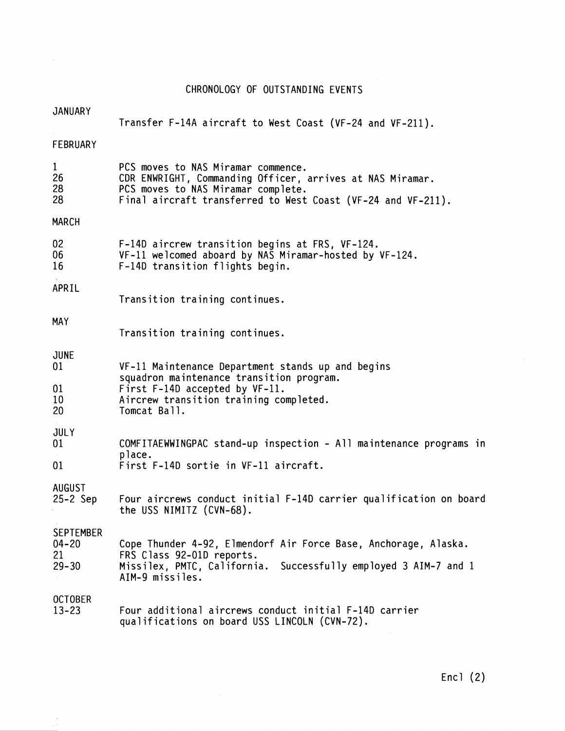# CHRONOLOGY OF OUTSTANDING EVENTS

**JANUARY**

Transfer F-14A aircraft to West Coast (VF-24 and VF-211).

**FEBRUARY**

| | |
|---|---|
| 1 | PCS moves to NAS Miramar commence. |
| 26 | CDR ENWRIGHT, Commanding Officer, arrives at NAS Miramar. |
| 28 | PCS moves to NAS Miramar complete. |
| 28 | Final aircraft transferred to West Coast (VF-24 and VF-211). |

**MARCH**

| | |
|---|---|
| 02 | F-14D aircrew transition begins at FRS, VF-124. |
| 06 | VF-11 welcomed aboard by NAS Miramar-hosted by VF-124. |
| 16 | F-14D transition flights begin. |

**APRIL**

Transition training continues.

**MAY**

Transition training continues.

**JUNE**

| | |
|---|---|
| 01 | VF-11 Maintenance Department stands up and begins squadron maintenance transition program. |
| 01 | First F-14D accepted by VF-11. |
| 10 | Aircrew transition training completed. |
| 20 | Tomcat Ball. |

**JULY**

| | |
|---|---|
| 01 | COMFITAEWWINGPAC stand-up inspection - All maintenance programs in place. |
| 01 | First F-14D sortie in VF-11 aircraft. |

**AUGUST**

| | |
|---|---|
| 25-2 Sep | Four aircrews conduct initial F-14D carrier qualification on board the USS NIMITZ (CVN-68). |

**SEPTEMBER**

| | |
|---|---|
| 04-20 | Cope Thunder 4-92, Elmendorf Air Force Base, Anchorage, Alaska. |
| 21 | FRS Class 92-01D reports. |
| 29-30 | Missilex, PMTC, California. Successfully employed 3 AIM-7 and 1 AIM-9 missiles. |

**OCTOBER**

| | |
|---|---|
| 13-23 | Four additional aircrews conduct initial F-14D carrier qualifications on board USS LINCOLN (CVN-72). |

Encl (2)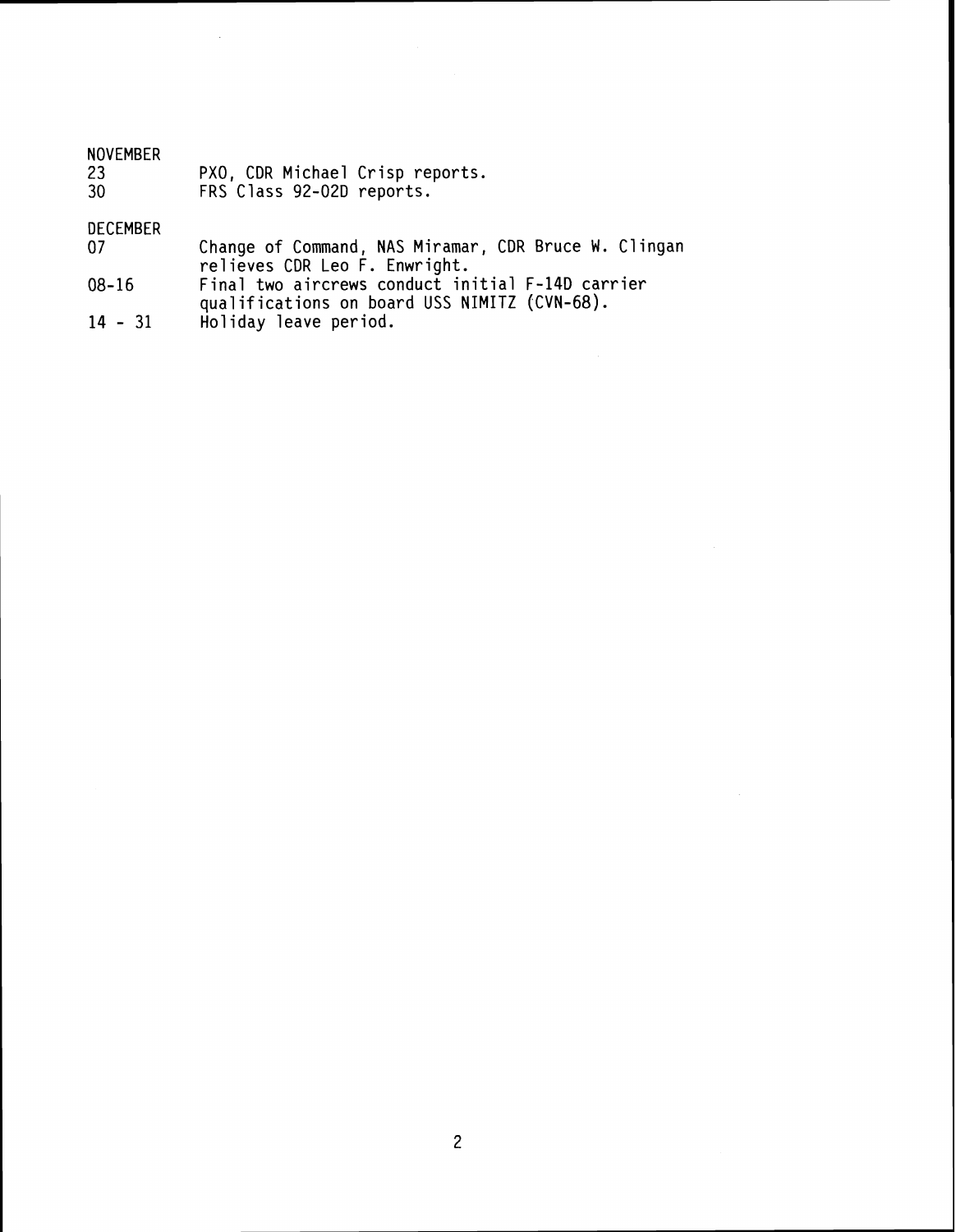NOVEMBER

| | |
|---|---|
| 23 | PXO, CDR Michael Crisp reports. |
| 30 | FRS Class 92-02D reports. |

DECEMBER

| | |
|---|---|
| 07 | Change of Command, NAS Miramar, CDR Bruce W. Clingan relieves CDR Leo F. Enwright. |
| 08-16 | Final two aircrews conduct initial F-14D carrier qualifications on board USS NIMITZ (CVN-68). |
| 14 - 31 | Holiday leave period. |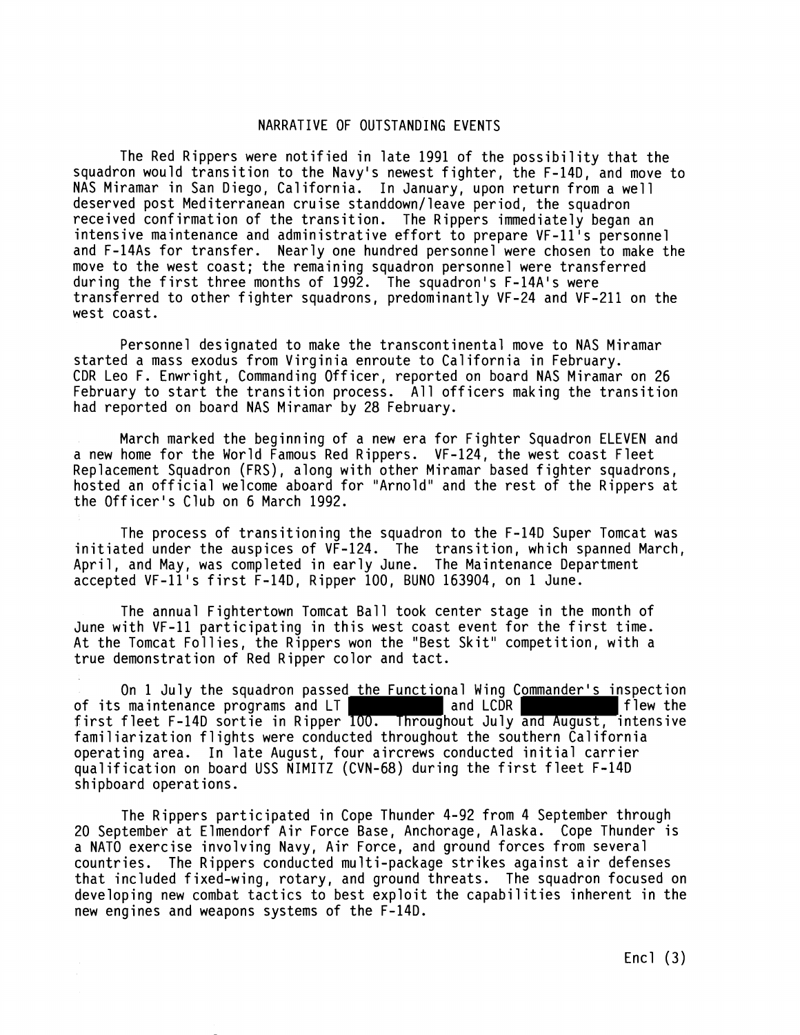## NARRATIVE OF OUTSTANDING EVENTS

The Red Rippers were notified in late 1991 of the possibility that the squadron would transition to the Navy's newest fighter, the F-14D, and move to NAS Miramar in San Diego, California. In January, upon return from a well deserved post Mediterranean cruise standdown/leave period, the squadron received confirmation of the transition. The Rippers immediately began an intensive maintenance and administrative effort to prepare VF-11's personnel and F-14As for transfer. Nearly one hundred personnel were chosen to make the move to the west coast; the remaining squadron personnel were transferred during the first three months of 1992. The squadron's F-14A's were transferred to other fighter squadrons, predominantly VF-24 and VF-211 on the west coast.

Personnel designated to make the transcontinental move to NAS Miramar started a mass exodus from Virginia enroute to California in February. CDR Leo F. Enwright, Commanding Officer, reported on board NAS Miramar on 26 February to start the transition process. All officers making the transition had reported on board NAS Miramar by 28 February.

March marked the beginning of a new era for Fighter Squadron ELEVEN and a new home for the World Famous Red Rippers. VF-124, the west coast Fleet Replacement Squadron (FRS), along with other Miramar based fighter squadrons, hosted an official welcome aboard for "Arnold" and the rest of the Rippers at the Officer's Club on 6 March 1992.

The process of transitioning the squadron to the F-14D Super Tomcat was initiated under the auspices of VF-124. The transition, which spanned March, April, and May, was completed in early June. The Maintenance Department accepted VF-11's first F-14D, Ripper 100, BUNO 163904, on 1 June.

The annual Fightertown Tomcat Ball took center stage in the month of June with VF-11 participating in this west coast event for the first time. At the Tomcat Follies, the Rippers won the "Best Skit" competition, with a true demonstration of Red Ripper color and tact.

On 1 July the squadron passed the Functional Wing Commander's inspection of its maintenance programs and LT ██████ and LCDR ██████ flew the first fleet F-14D sortie in Ripper 100. Throughout July and August, intensive familiarization flights were conducted throughout the southern California operating area. In late August, four aircrews conducted initial carrier qualification on board USS NIMITZ (CVN-68) during the first fleet F-14D shipboard operations.

The Rippers participated in Cope Thunder 4-92 from 4 September through 20 September at Elmendorf Air Force Base, Anchorage, Alaska. Cope Thunder is a NATO exercise involving Navy, Air Force, and ground forces from several countries. The Rippers conducted multi-package strikes against air defenses that included fixed-wing, rotary, and ground threats. The squadron focused on developing new combat tactics to best exploit the capabilities inherent in the new engines and weapons systems of the F-14D.

Encl (3)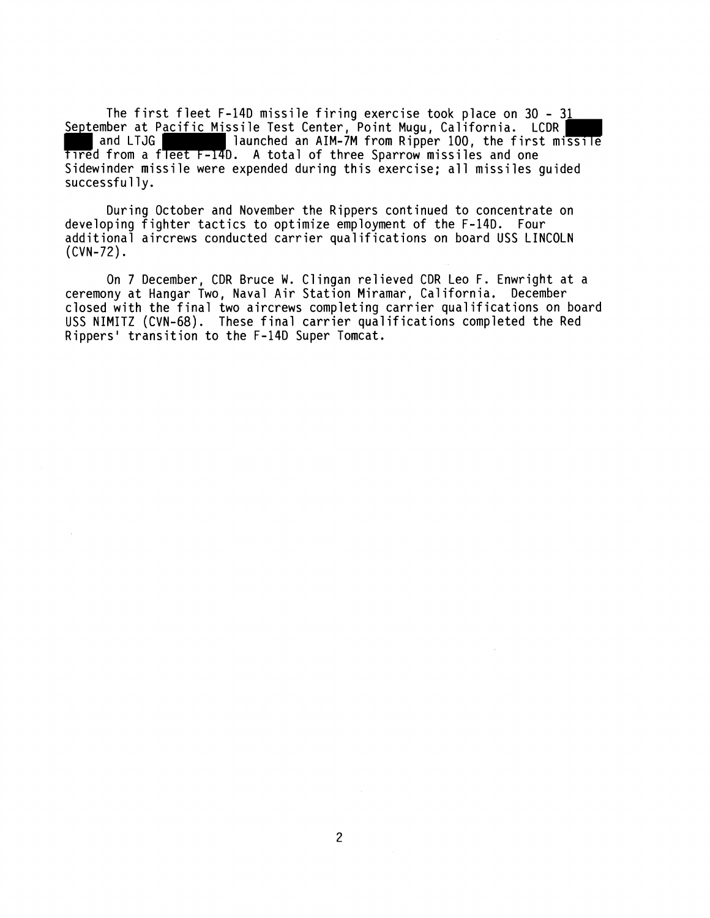The first fleet F-14D missile firing exercise took place on 30 - 31 September at Pacific Missile Test Center, Point Mugu, California. LCDR ████ and LTJG ████ launched an AIM-7M from Ripper 100, the first missile fired from a fleet F-14D. A total of three Sparrow missiles and one Sidewinder missile were expended during this exercise; all missiles guided successfully.

During October and November the Rippers continued to concentrate on developing fighter tactics to optimize employment of the F-14D. Four additional aircrews conducted carrier qualifications on board USS LINCOLN (CVN-72).

On 7 December, CDR Bruce W. Clingan relieved CDR Leo F. Enwright at a ceremony at Hangar Two, Naval Air Station Miramar, California. December closed with the final two aircrews completing carrier qualifications on board USS NIMITZ (CVN-68). These final carrier qualifications completed the Red Rippers' transition to the F-14D Super Tomcat.